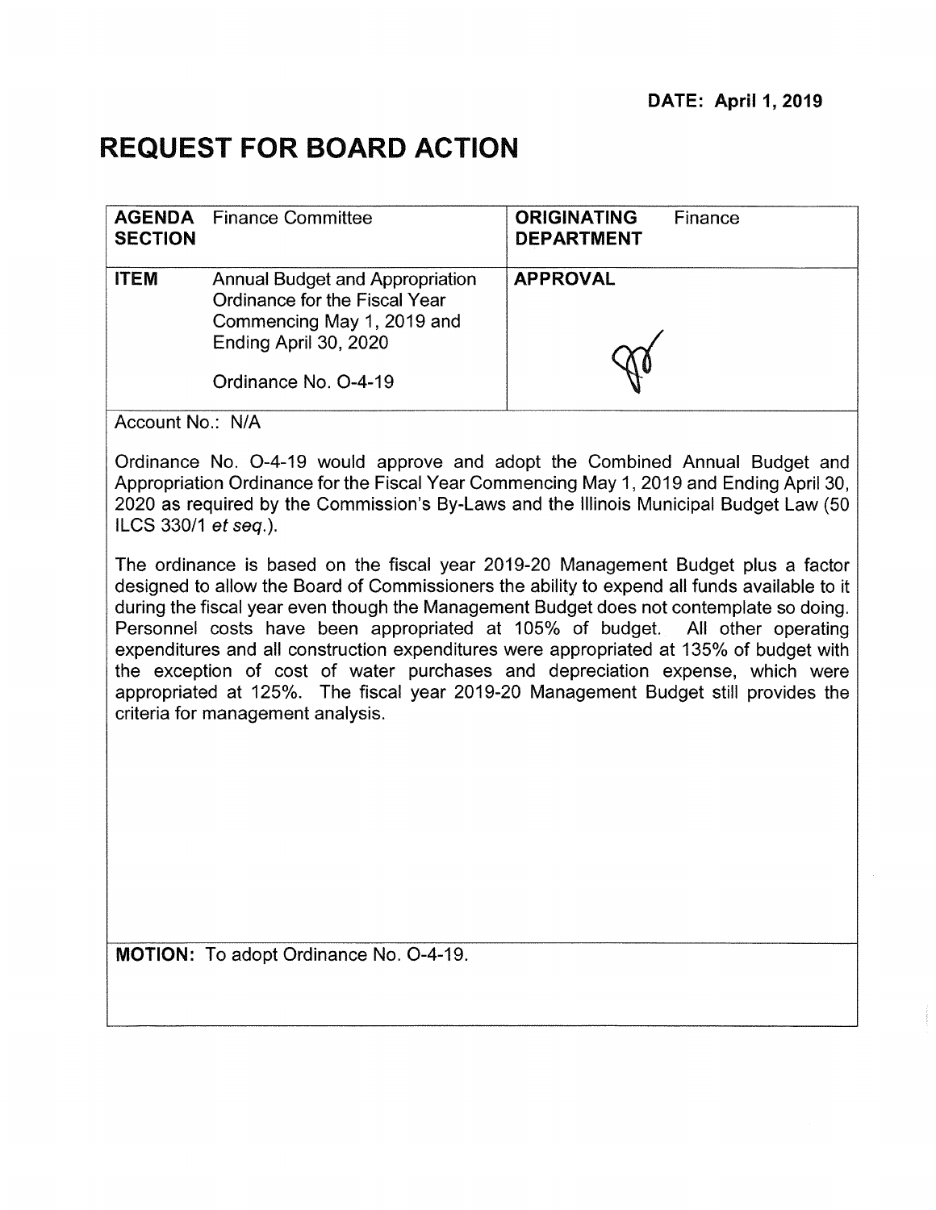**DATE: April 1, 2019**

# REQUEST FOR BOARD ACTION

| | | | |
|---|---|---|---|
| **AGENDA SECTION** | Finance Committee | **ORIGINATING DEPARTMENT** | Finance |
| **ITEM** | Annual Budget and Appropriation Ordinance for the Fiscal Year Commencing May 1, 2019 and Ending April 30, 2020<br><br>Ordinance No. O-4-19 | **APPROVAL** | |

Account No.: N/A

Ordinance No. O-4-19 would approve and adopt the Combined Annual Budget and Appropriation Ordinance for the Fiscal Year Commencing May 1, 2019 and Ending April 30, 2020 as required by the Commission's By-Laws and the Illinois Municipal Budget Law (50 ILCS 330/1 *et seq.*).

The ordinance is based on the fiscal year 2019-20 Management Budget plus a factor designed to allow the Board of Commissioners the ability to expend all funds available to it during the fiscal year even though the Management Budget does not contemplate so doing. Personnel costs have been appropriated at 105% of budget. All other operating expenditures and all construction expenditures were appropriated at 135% of budget with the exception of cost of water purchases and depreciation expense, which were appropriated at 125%. The fiscal year 2019-20 Management Budget still provides the criteria for management analysis.

**MOTION:** To adopt Ordinance No. O-4-19.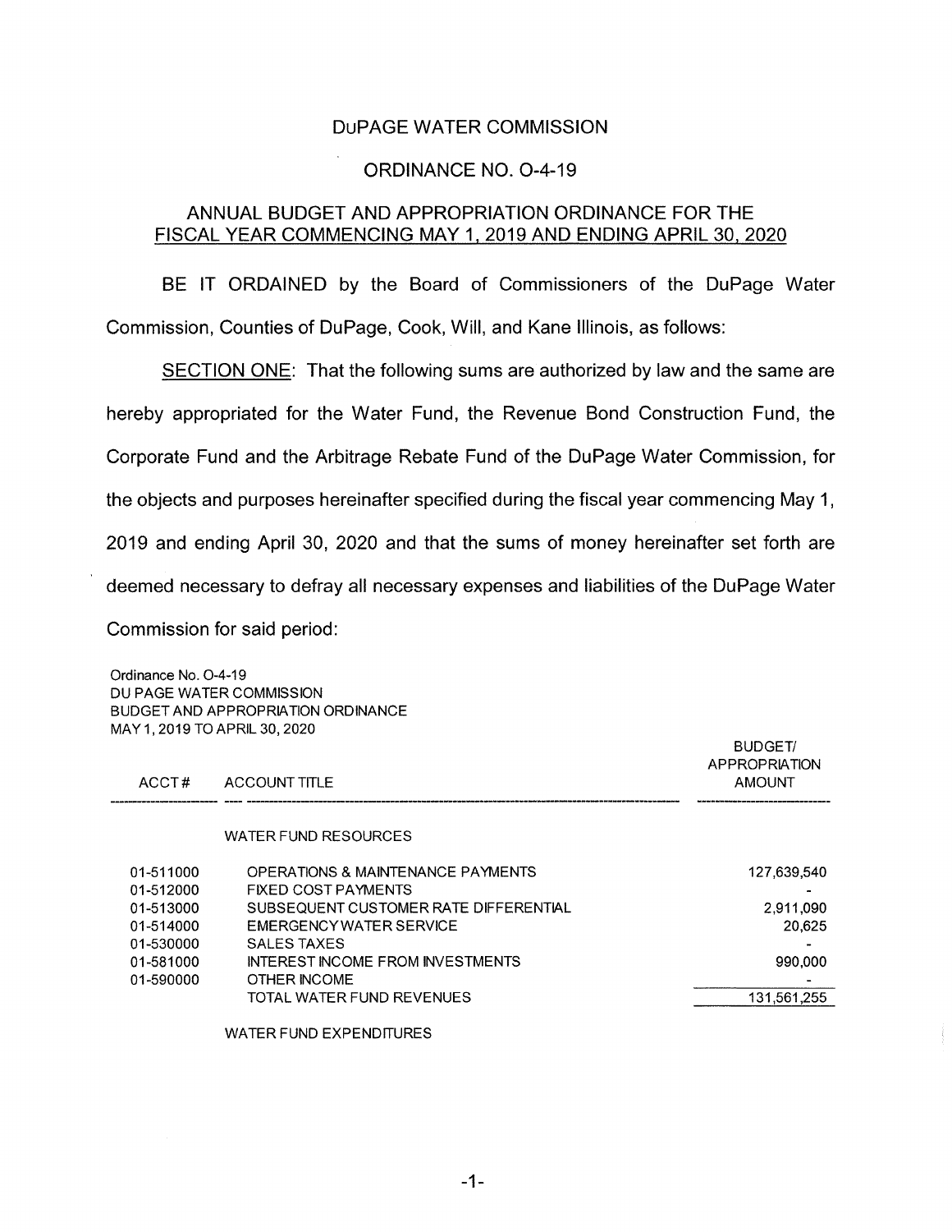DuPAGE WATER COMMISSION

ORDINANCE NO. O-4-19

ANNUAL BUDGET AND APPROPRIATION ORDINANCE FOR THE FISCAL YEAR COMMENCING MAY 1, 2019 AND ENDING APRIL 30, 2020

BE IT ORDAINED by the Board of Commissioners of the DuPage Water Commission, Counties of DuPage, Cook, Will, and Kane Illinois, as follows:

SECTION ONE: That the following sums are authorized by law and the same are hereby appropriated for the Water Fund, the Revenue Bond Construction Fund, the Corporate Fund and the Arbitrage Rebate Fund of the DuPage Water Commission, for the objects and purposes hereinafter specified during the fiscal year commencing May 1, 2019 and ending April 30, 2020 and that the sums of money hereinafter set forth are deemed necessary to defray all necessary expenses and liabilities of the DuPage Water Commission for said period:

Ordinance No. O-4-19
DU PAGE WATER COMMISSION
BUDGET AND APPROPRIATION ORDINANCE
MAY 1, 2019 TO APRIL 30, 2020

| ACCT# | ACCOUNT TITLE | BUDGET/ APPROPRIATION AMOUNT |
|---|---|---|
| | WATER FUND RESOURCES | |
| 01-511000 | OPERATIONS & MAINTENANCE PAYMENTS | 127,639,540 |
| 01-512000 | FIXED COST PAYMENTS | - |
| 01-513000 | SUBSEQUENT CUSTOMER RATE DIFFERENTIAL | 2,911,090 |
| 01-514000 | EMERGENCY WATER SERVICE | 20,625 |
| 01-530000 | SALES TAXES | - |
| 01-581000 | INTEREST INCOME FROM INVESTMENTS | 990,000 |
| 01-590000 | OTHER INCOME | - |
| | TOTAL WATER FUND REVENUES | 131,561,255 |
| | WATER FUND EXPENDITURES | |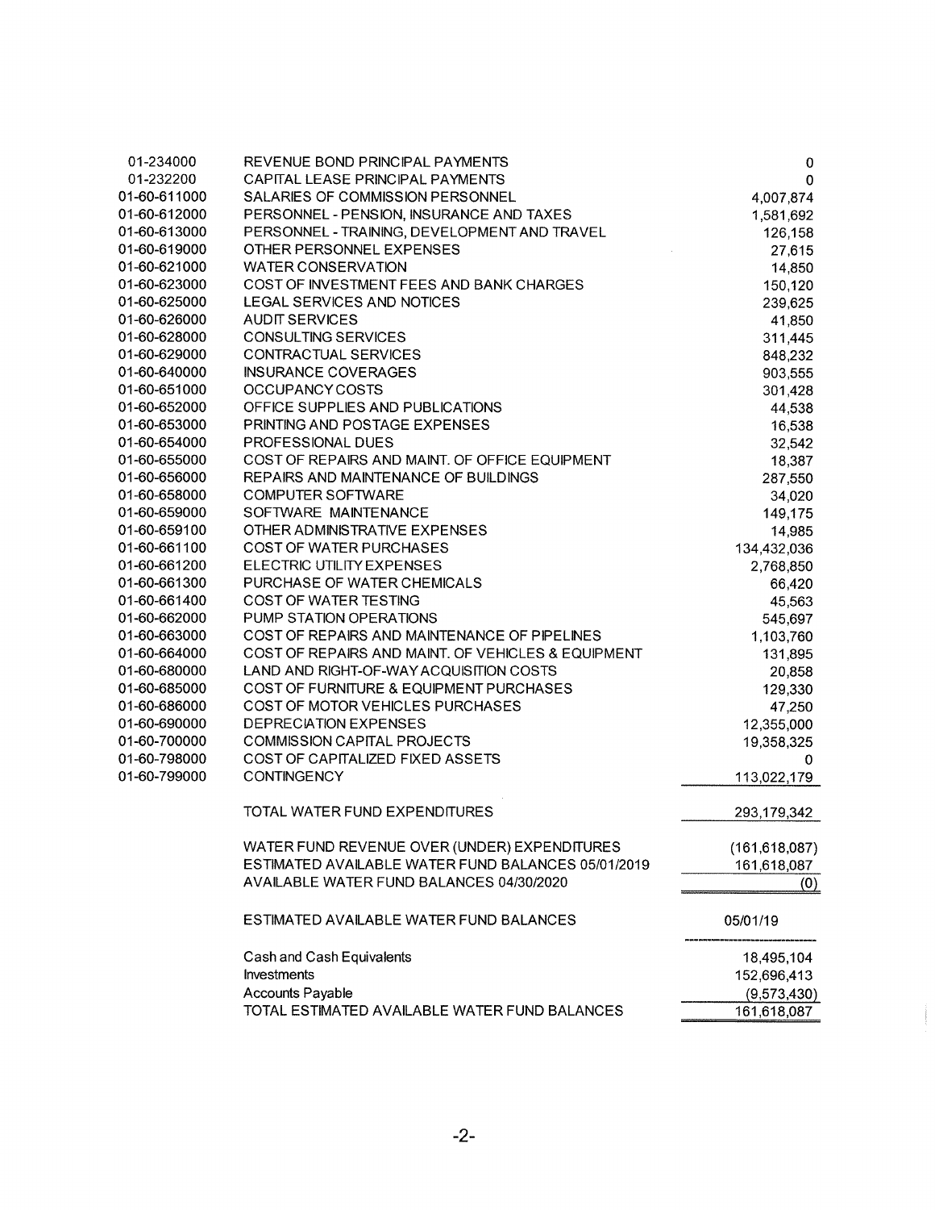| Account | Description | Amount |
|---|---|---|
| 01-234000 | REVENUE BOND PRINCIPAL PAYMENTS | 0 |
| 01-232200 | CAPITAL LEASE PRINCIPAL PAYMENTS | 0 |
| 01-60-611000 | SALARIES OF COMMISSION PERSONNEL | 4,007,874 |
| 01-60-612000 | PERSONNEL - PENSION, INSURANCE AND TAXES | 1,581,692 |
| 01-60-613000 | PERSONNEL - TRAINING, DEVELOPMENT AND TRAVEL | 126,158 |
| 01-60-619000 | OTHER PERSONNEL EXPENSES | 27,615 |
| 01-60-621000 | WATER CONSERVATION | 14,850 |
| 01-60-623000 | COST OF INVESTMENT FEES AND BANK CHARGES | 150,120 |
| 01-60-625000 | LEGAL SERVICES AND NOTICES | 239,625 |
| 01-60-626000 | AUDIT SERVICES | 41,850 |
| 01-60-628000 | CONSULTING SERVICES | 311,445 |
| 01-60-629000 | CONTRACTUAL SERVICES | 848,232 |
| 01-60-640000 | INSURANCE COVERAGES | 903,555 |
| 01-60-651000 | OCCUPANCY COSTS | 301,428 |
| 01-60-652000 | OFFICE SUPPLIES AND PUBLICATIONS | 44,538 |
| 01-60-653000 | PRINTING AND POSTAGE EXPENSES | 16,538 |
| 01-60-654000 | PROFESSIONAL DUES | 32,542 |
| 01-60-655000 | COST OF REPAIRS AND MAINT. OF OFFICE EQUIPMENT | 18,387 |
| 01-60-656000 | REPAIRS AND MAINTENANCE OF BUILDINGS | 287,550 |
| 01-60-658000 | COMPUTER SOFTWARE | 34,020 |
| 01-60-659000 | SOFTWARE MAINTENANCE | 149,175 |
| 01-60-659100 | OTHER ADMINISTRATIVE EXPENSES | 14,985 |
| 01-60-661100 | COST OF WATER PURCHASES | 134,432,036 |
| 01-60-661200 | ELECTRIC UTILITY EXPENSES | 2,768,850 |
| 01-60-661300 | PURCHASE OF WATER CHEMICALS | 66,420 |
| 01-60-661400 | COST OF WATER TESTING | 45,563 |
| 01-60-662000 | PUMP STATION OPERATIONS | 545,697 |
| 01-60-663000 | COST OF REPAIRS AND MAINTENANCE OF PIPELINES | 1,103,760 |
| 01-60-664000 | COST OF REPAIRS AND MAINT. OF VEHICLES & EQUIPMENT | 131,895 |
| 01-60-680000 | LAND AND RIGHT-OF-WAY ACQUISITION COSTS | 20,858 |
| 01-60-685000 | COST OF FURNITURE & EQUIPMENT PURCHASES | 129,330 |
| 01-60-686000 | COST OF MOTOR VEHICLES PURCHASES | 47,250 |
| 01-60-690000 | DEPRECIATION EXPENSES | 12,355,000 |
| 01-60-700000 | COMMISSION CAPITAL PROJECTS | 19,358,325 |
| 01-60-798000 | COST OF CAPITALIZED FIXED ASSETS | 0 |
| 01-60-799000 | CONTINGENCY | 113,022,179 |
| | TOTAL WATER FUND EXPENDITURES | 293,179,342 |
| | WATER FUND REVENUE OVER (UNDER) EXPENDITURES | (161,618,087) |
| | ESTIMATED AVAILABLE WATER FUND BALANCES 05/01/2019 | 161,618,087 |
| | AVAILABLE WATER FUND BALANCES 04/30/2020 | (0) |

| ESTIMATED AVAILABLE WATER FUND BALANCES | 05/01/19 |
|---|---|
| Cash and Cash Equivalents | 18,495,104 |
| Investments | 152,696,413 |
| Accounts Payable | (9,573,430) |
| TOTAL ESTIMATED AVAILABLE WATER FUND BALANCES | 161,618,087 |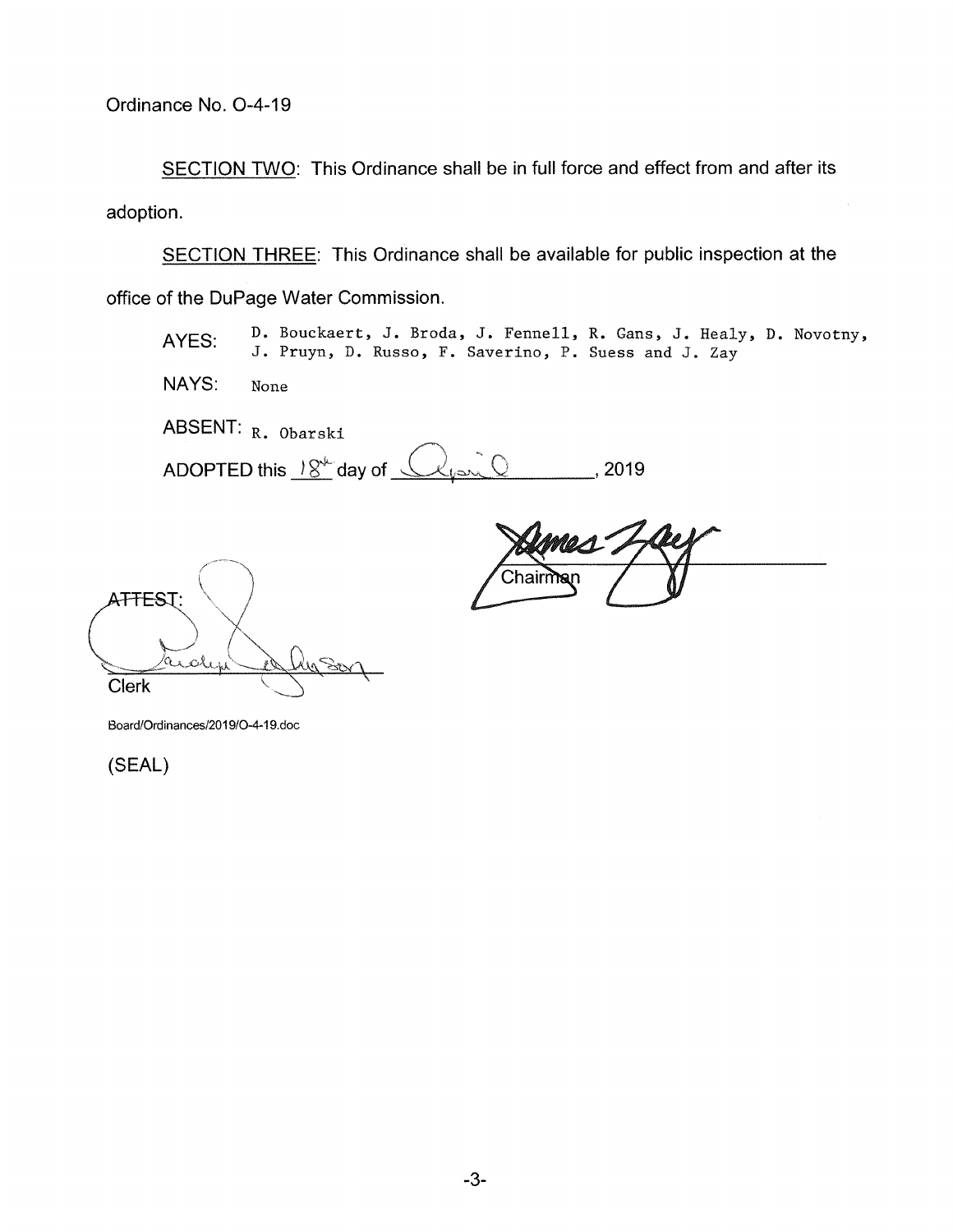Ordinance No. O-4-19

SECTION TWO: This Ordinance shall be in full force and effect from and after its adoption.

SECTION THREE: This Ordinance shall be available for public inspection at the office of the DuPage Water Commission.

AYES: D. Bouckaert, J. Broda, J. Fennell, R. Gans, J. Healy, D. Novotny, J. Pruyn, D. Russo, F. Saverino, P. Suess and J. Zay

NAYS: None

ABSENT: R. Obarski

ADOPTED this 18th day of April, 2019

Chairman

ATTEST:

Clerk

Board/Ordinances/2019/O-4-19.doc

(SEAL)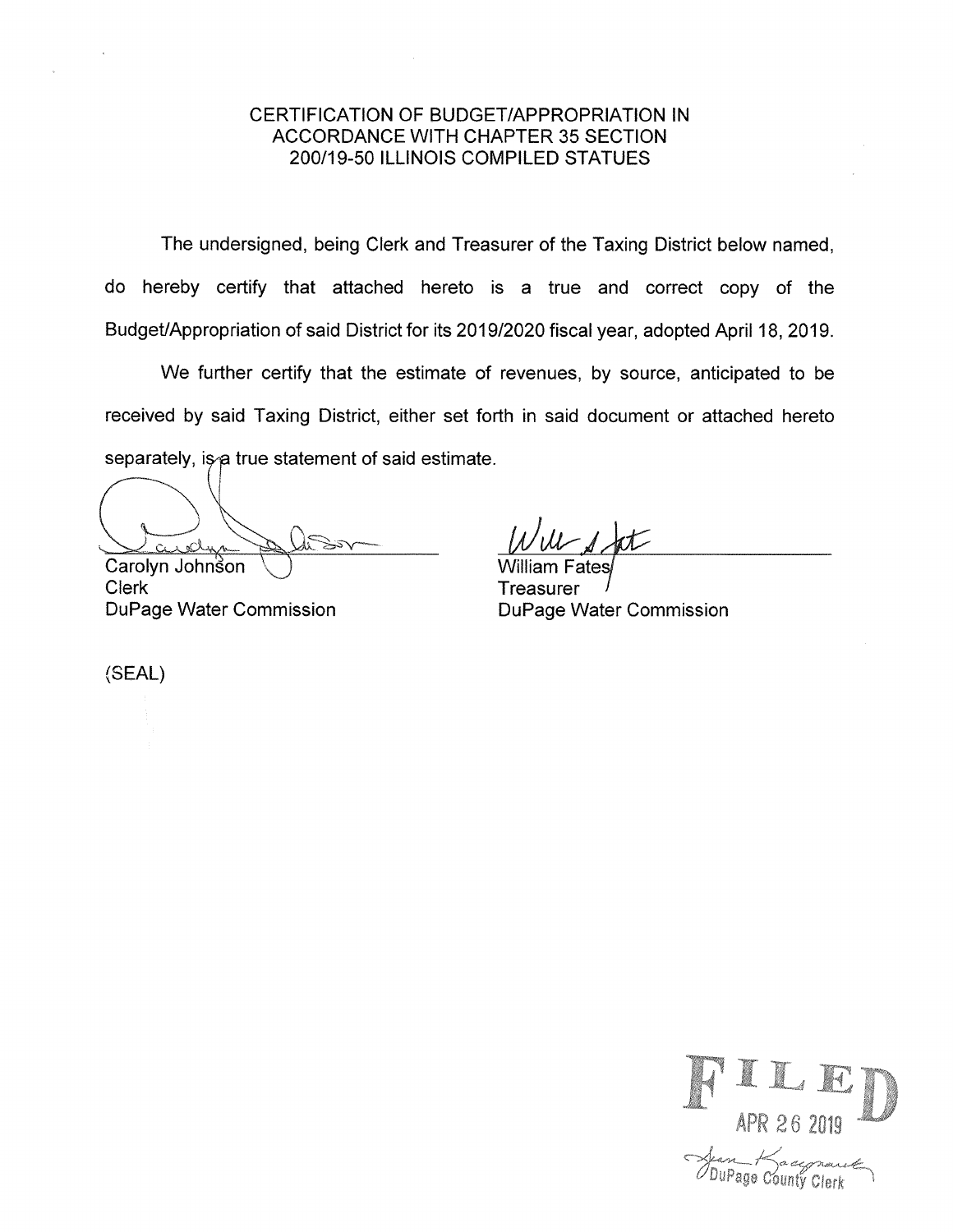# CERTIFICATION OF BUDGET/APPROPRIATION IN ACCORDANCE WITH CHAPTER 35 SECTION 200/19-50 ILLINOIS COMPILED STATUES

The undersigned, being Clerk and Treasurer of the Taxing District below named, do hereby certify that attached hereto is a true and correct copy of the Budget/Appropriation of said District for its 2019/2020 fiscal year, adopted April 18, 2019.

We further certify that the estimate of revenues, by source, anticipated to be received by said Taxing District, either set forth in said document or attached hereto separately, is a true statement of said estimate.

| | |
|---|---|
| Carolyn Johnson | William Fates |
| Clerk | Treasurer |
| DuPage Water Commission | DuPage Water Commission |

(SEAL)

FILED
APR 26 2019
DuPage County Clerk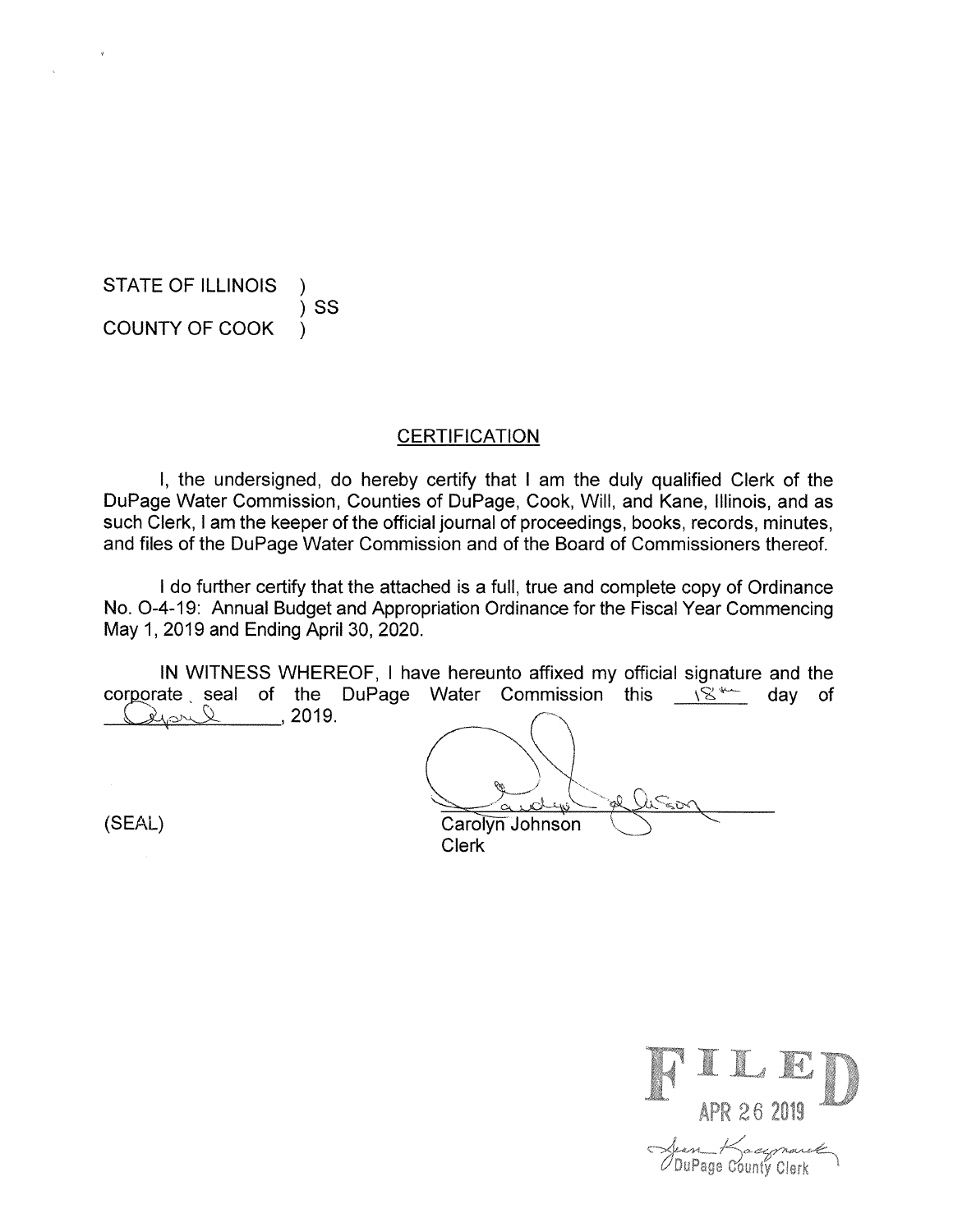STATE OF ILLINOIS )
) SS
COUNTY OF COOK )

## CERTIFICATION

I, the undersigned, do hereby certify that I am the duly qualified Clerk of the DuPage Water Commission, Counties of DuPage, Cook, Will, and Kane, Illinois, and as such Clerk, I am the keeper of the official journal of proceedings, books, records, minutes, and files of the DuPage Water Commission and of the Board of Commissioners thereof.

I do further certify that the attached is a full, true and complete copy of Ordinance No. O-4-19: Annual Budget and Appropriation Ordinance for the Fiscal Year Commencing May 1, 2019 and Ending April 30, 2020.

IN WITNESS WHEREOF, I have hereunto affixed my official signature and the corporate seal of the DuPage Water Commission this 18th day of April, 2019.

(SEAL)

Carolyn Johnson
Clerk

FILED
APR 26 2019
DuPage County Clerk